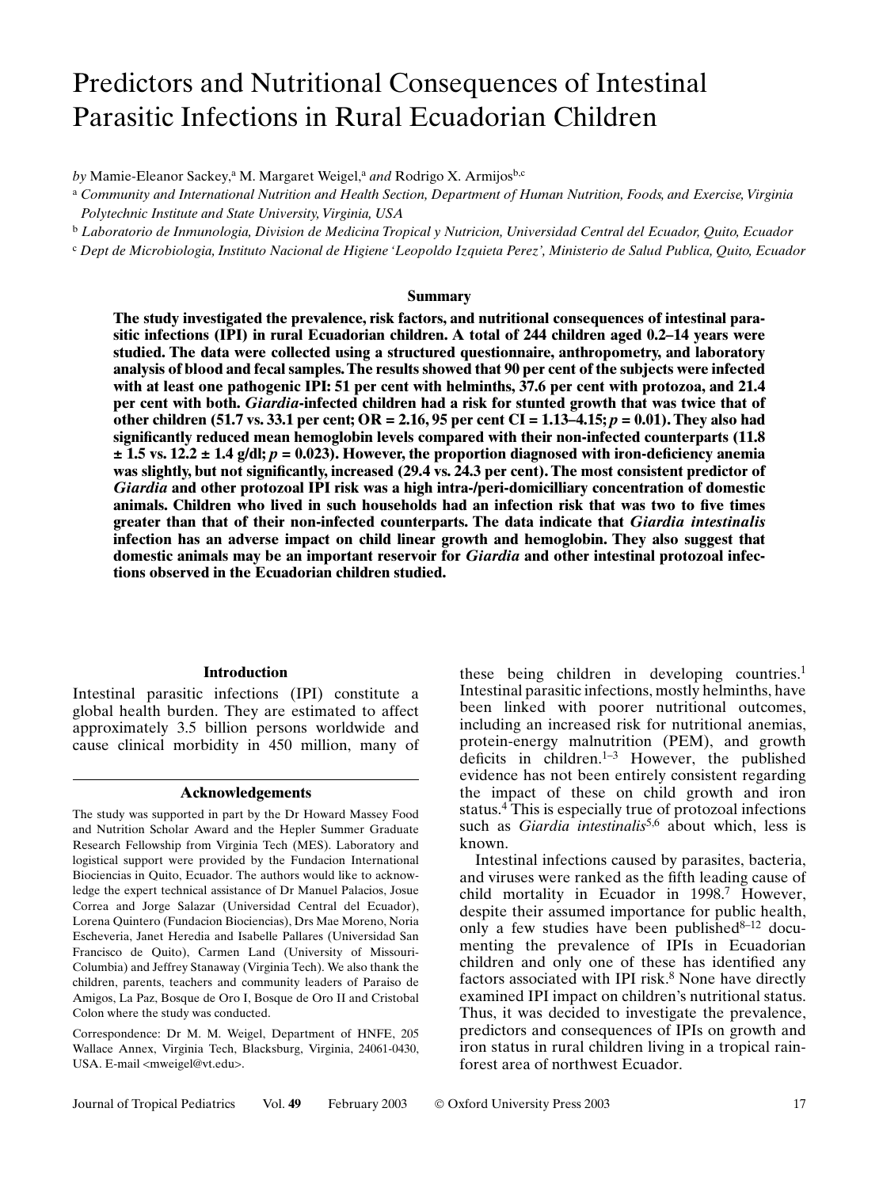# Predictors and Nutritional Consequences of Intestinal Parasitic Infections in Rural Ecuadorian Children

*by* Mamie-Eleanor Sackey,[a] M. Margaret Weigel,[a] *and* Rodrigo X. Armijos[b,c]

[a] *Community and International Nutrition and Health Section, Department of Human Nutrition, Foods, and Exercise, Virginia Polytechnic Institute and State University, Virginia, USA*

[b] *Laboratorio de Inmunologia, Division de Medicina Tropical y Nutricion, Universidad Central del Ecuador, Quito, Ecuador*

[c] *Dept de Microbiologia, Instituto Nacional de Higiene 'Leopoldo Izquieta Perez', Ministerio de Salud Publica, Quito, Ecuador*

### Summary

**The study investigated the prevalence, risk factors, and nutritional consequences of intestinal parasitic infections (IPI) in rural Ecuadorian children. A total of 244 children aged 0.2–14 years were studied. The data were collected using a structured questionnaire, anthropometry, and laboratory analysis of blood and fecal samples. The results showed that 90 per cent of the subjects were infected with at least one pathogenic IPI: 51 per cent with helminths, 37.6 per cent with protozoa, and 21.4 per cent with both. *Giardia*-infected children had a risk for stunted growth that was twice that of other children (51.7 vs. 33.1 per cent; OR = 2.16, 95 per cent CI = 1.13–4.15; $p = 0.01$). They also had significantly reduced mean hemoglobin levels compared with their non-infected counterparts (11.8 ± 1.5 vs. 12.2 ± 1.4 g/dl; $p = 0.023$). However, the proportion diagnosed with iron-deficiency anemia was slightly, but not significantly, increased (29.4 vs. 24.3 per cent). The most consistent predictor of *Giardia* and other protozoal IPI risk was a high intra-/peri-domicilliary concentration of domestic animals. Children who lived in such households had an infection risk that was two to five times greater than that of their non-infected counterparts. The data indicate that *Giardia intestinalis* infection has an adverse impact on child linear growth and hemoglobin. They also suggest that domestic animals may be an important reservoir for *Giardia* and other intestinal protozoal infections observed in the Ecuadorian children studied.**

## Introduction

Intestinal parasitic infections (IPI) constitute a global health burden. They are estimated to affect approximately 3.5 billion persons worldwide and cause clinical morbidity in 450 million, many of these being children in developing countries.[1] Intestinal parasitic infections, mostly helminths, have been linked with poorer nutritional outcomes, including an increased risk for nutritional anemias, protein-energy malnutrition (PEM), and growth deficits in children.[1–3] However, the published evidence has not been entirely consistent regarding the impact of these on child growth and iron status.[4] This is especially true of protozoal infections such as *Giardia intestinalis*[5,6] about which, less is known.

Intestinal infections caused by parasites, bacteria, and viruses were ranked as the fifth leading cause of child mortality in Ecuador in 1998.[7] However, despite their assumed importance for public health, only a few studies have been published[8–12] documenting the prevalence of IPIs in Ecuadorian children and only one of these has identified any factors associated with IPI risk.[8] None have directly examined IPI impact on children's nutritional status. Thus, it was decided to investigate the prevalence, predictors and consequences of IPIs on growth and iron status in rural children living in a tropical rainforest area of northwest Ecuador.

### Acknowledgements

The study was supported in part by the Dr Howard Massey Food and Nutrition Scholar Award and the Hepler Summer Graduate Research Fellowship from Virginia Tech (MES). Laboratory and logistical support were provided by the Fundacion International Biociencias in Quito, Ecuador. The authors would like to acknowledge the expert technical assistance of Dr Manuel Palacios, Josue Correa and Jorge Salazar (Universidad Central del Ecuador), Lorena Quintero (Fundacion Biociencias), Drs Mae Moreno, Noria Escheveria, Janet Heredia and Isabelle Pallares (Universidad San Francisco de Quito), Carmen Land (University of Missouri-Columbia) and Jeffrey Stanaway (Virginia Tech). We also thank the children, parents, teachers and community leaders of Paraiso de Amigos, La Paz, Bosque de Oro I, Bosque de Oro II and Cristobal Colon where the study was conducted.

Correspondence: Dr M. M. Weigel, Department of HNFE, 205 Wallace Annex, Virginia Tech, Blacksburg, Virginia, 24061-0430, USA. E-mail <mweigel@vt.edu>.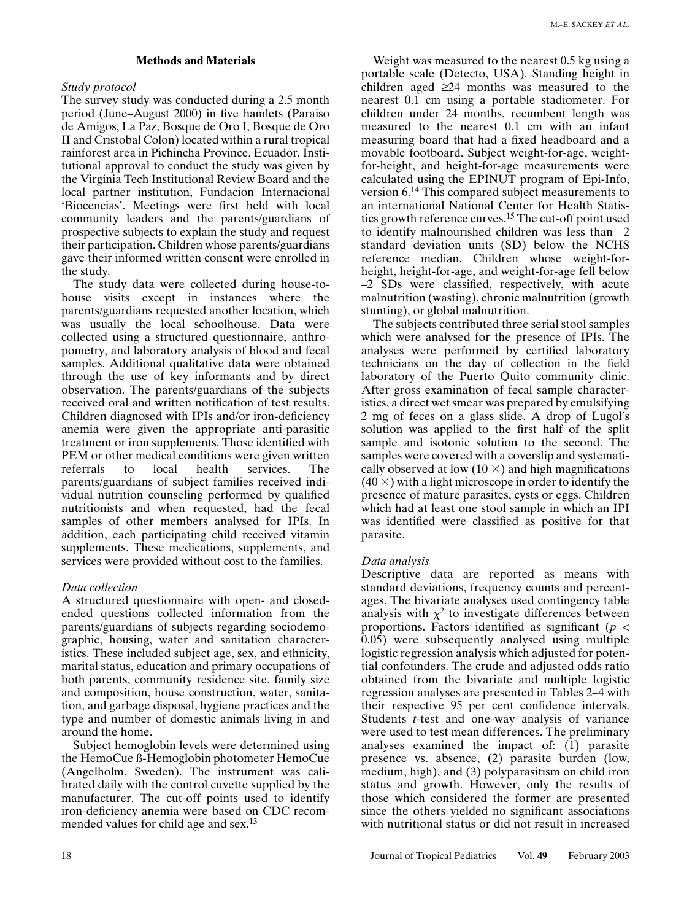## Methods and Materials

*Study protocol*

The survey study was conducted during a 2.5 month period (June–August 2000) in five hamlets (Paraiso de Amigos, La Paz, Bosque de Oro I, Bosque de Oro II and Cristobal Colon) located within a rural tropical rainforest area in Pichincha Province, Ecuador. Institutional approval to conduct the study was given by the Virginia Tech Institutional Review Board and the local partner institution, Fundacion Internacional 'Biocencias'. Meetings were first held with local community leaders and the parents/guardians of prospective subjects to explain the study and request their participation. Children whose parents/guardians gave their informed written consent were enrolled in the study.

The study data were collected during house-to-house visits except in instances where the parents/guardians requested another location, which was usually the local schoolhouse. Data were collected using a structured questionnaire, anthropometry, and laboratory analysis of blood and fecal samples. Additional qualitative data were obtained through the use of key informants and by direct observation. The parents/guardians of the subjects received oral and written notification of test results. Children diagnosed with IPIs and/or iron-deficiency anemia were given the appropriate anti-parasitic treatment or iron supplements. Those identified with PEM or other medical conditions were given written referrals to local health services. The parents/guardians of subject families received individual nutrition counseling performed by qualified nutritionists and when requested, had the fecal samples of other members analysed for IPIs. In addition, each participating child received vitamin supplements. These medications, supplements, and services were provided without cost to the families.

*Data collection*

A structured questionnaire with open- and closed-ended questions collected information from the parents/guardians of subjects regarding sociodemographic, housing, water and sanitation characteristics. These included subject age, sex, and ethnicity, marital status, education and primary occupations of both parents, community residence site, family size and composition, house construction, water, sanitation, and garbage disposal, hygiene practices and the type and number of domestic animals living in and around the home.

Subject hemoglobin levels were determined using the HemoCue ß-Hemoglobin photometer HemoCue (Angelholm, Sweden). The instrument was calibrated daily with the control cuvette supplied by the manufacturer. The cut-off points used to identify iron-deficiency anemia were based on CDC recommended values for child age and sex.[13]

Weight was measured to the nearest 0.5 kg using a portable scale (Detecto, USA). Standing height in children aged ≥24 months was measured to the nearest 0.1 cm using a portable stadiometer. For children under 24 months, recumbent length was measured to the nearest 0.1 cm with an infant measuring board that had a fixed headboard and a movable footboard. Subject weight-for-age, weight-for-height, and height-for-age measurements were calculated using the EPINUT program of Epi-Info, version 6.[14] This compared subject measurements to an international National Center for Health Statistics growth reference curves.[15] The cut-off point used to identify malnourished children was less than –2 standard deviation units (SD) below the NCHS reference median. Children whose weight-for-height, height-for-age, and weight-for-age fell below –2 SDs were classified, respectively, with acute malnutrition (wasting), chronic malnutrition (growth stunting), or global malnutrition.

The subjects contributed three serial stool samples which were analysed for the presence of IPIs. The analyses were performed by certified laboratory technicians on the day of collection in the field laboratory of the Puerto Quito community clinic. After gross examination of fecal sample characteristics, a direct wet smear was prepared by emulsifying 2 mg of feces on a glass slide. A drop of Lugol's solution was applied to the first half of the split sample and isotonic solution to the second. The samples were covered with a coverslip and systematically observed at low (10 ×) and high magnifications (40 ×) with a light microscope in order to identify the presence of mature parasites, cysts or eggs. Children which had at least one stool sample in which an IPI was identified were classified as positive for that parasite.

*Data analysis*

Descriptive data are reported as means with standard deviations, frequency counts and percentages. The bivariate analyses used contingency table analysis with $\chi^2$ to investigate differences between proportions. Factors identified as significant ($p < 0.05$) were subsequently analysed using multiple logistic regression analysis which adjusted for potential confounders. The crude and adjusted odds ratio obtained from the bivariate and multiple logistic regression analyses are presented in Tables 2–4 with their respective 95 per cent confidence intervals. Students *t*-test and one-way analysis of variance were used to test mean differences. The preliminary analyses examined the impact of: (1) parasite presence vs. absence, (2) parasite burden (low, medium, high), and (3) polyparasitism on child iron status and growth. However, only the results of those which considered the former are presented since the others yielded no significant associations with nutritional status or did not result in increased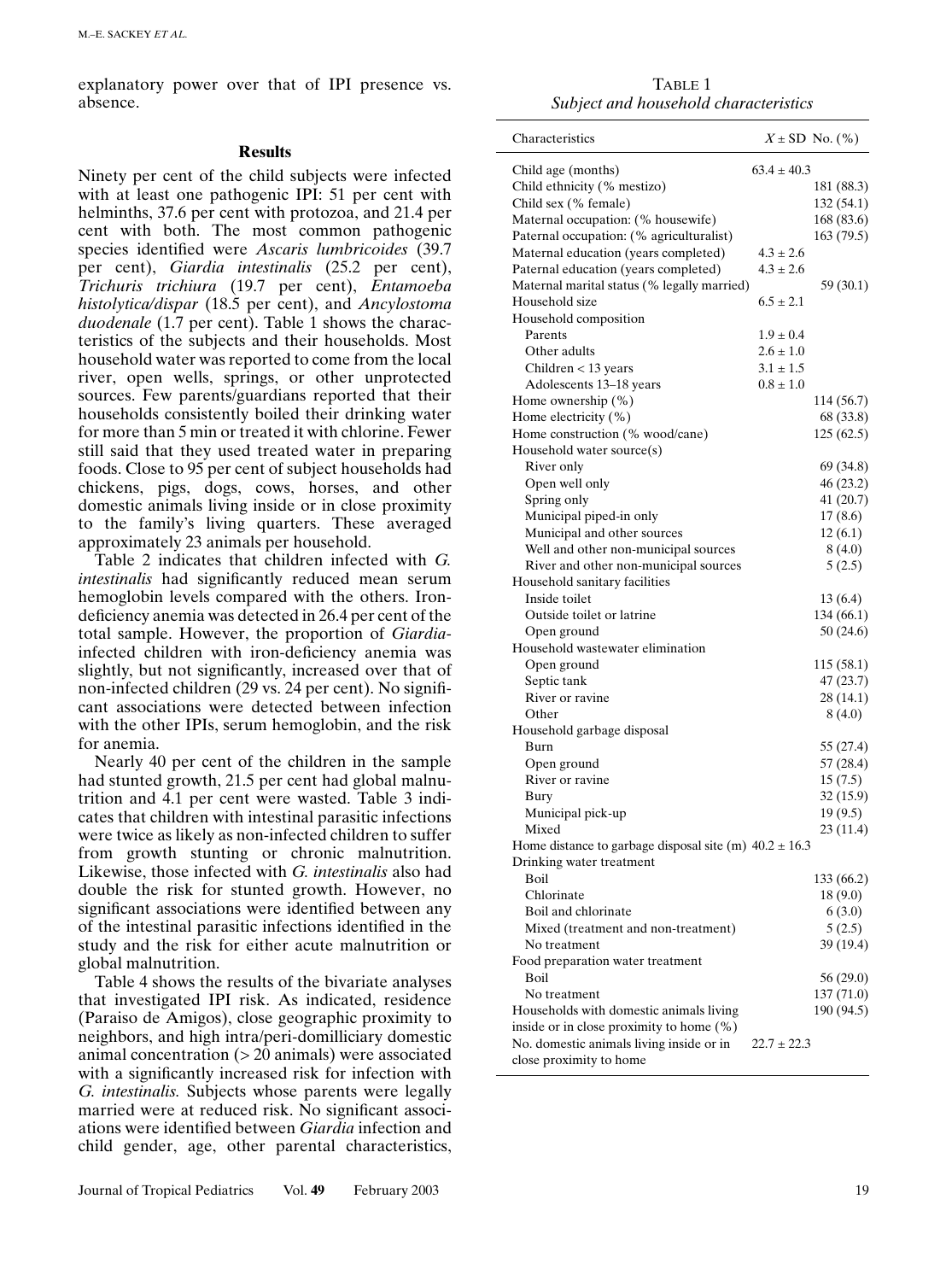explanatory power over that of IPI presence vs. absence.

## Results

Ninety per cent of the child subjects were infected with at least one pathogenic IPI: 51 per cent with helminths, 37.6 per cent with protozoa, and 21.4 per cent with both. The most common pathogenic species identified were *Ascaris lumbricoides* (39.7 per cent), *Giardia intestinalis* (25.2 per cent), *Trichuris trichiura* (19.7 per cent), *Entamoeba histolytica/dispar* (18.5 per cent), and *Ancylostoma duodenale* (1.7 per cent). Table 1 shows the characteristics of the subjects and their households. Most household water was reported to come from the local river, open wells, springs, or other unprotected sources. Few parents/guardians reported that their households consistently boiled their drinking water for more than 5 min or treated it with chlorine. Fewer still said that they used treated water in preparing foods. Close to 95 per cent of subject households had chickens, pigs, dogs, cows, horses, and other domestic animals living inside or in close proximity to the family's living quarters. These averaged approximately 23 animals per household.

Table 2 indicates that children infected with *G. intestinalis* had significantly reduced mean serum hemoglobin levels compared with the others. Iron-deficiency anemia was detected in 26.4 per cent of the total sample. However, the proportion of *Giardia*-infected children with iron-deficiency anemia was slightly, but not significantly, increased over that of non-infected children (29 vs. 24 per cent). No significant associations were detected between infection with the other IPIs, serum hemoglobin, and the risk for anemia.

Nearly 40 per cent of the children in the sample had stunted growth, 21.5 per cent had global malnutrition and 4.1 per cent were wasted. Table 3 indicates that children with intestinal parasitic infections were twice as likely as non-infected children to suffer from growth stunting or chronic malnutrition. Likewise, those infected with *G. intestinalis* also had double the risk for stunted growth. However, no significant associations were identified between any of the intestinal parasitic infections identified in the study and the risk for either acute malnutrition or global malnutrition.

Table 4 shows the results of the bivariate analyses that investigated IPI risk. As indicated, residence (Paraiso de Amigos), close geographic proximity to neighbors, and high intra/peri-domilliciary domestic animal concentration (> 20 animals) were associated with a significantly increased risk for infection with *G. intestinalis*. Subjects whose parents were legally married were at reduced risk. No significant associations were identified between *Giardia* infection and child gender, age, other parental characteristics,

TABLE 1
*Subject and household characteristics*

| Characteristics | $X \pm$ SD | No. (%) |
|---|---|---|
| Child age (months) | 63.4 ± 40.3 | |
| Child ethnicity (% mestizo) | | 181 (88.3) |
| Child sex (% female) | | 132 (54.1) |
| Maternal occupation: (% housewife) | | 168 (83.6) |
| Paternal occupation: (% agriculturalist) | | 163 (79.5) |
| Maternal education (years completed) | 4.3 ± 2.6 | |
| Paternal education (years completed) | 4.3 ± 2.6 | |
| Maternal marital status (% legally married) | | 59 (30.1) |
| Household size | 6.5 ± 2.1 | |
| Household composition | | |
| Parents | 1.9 ± 0.4 | |
| Other adults | 2.6 ± 1.0 | |
| Children < 13 years | 3.1 ± 1.5 | |
| Adolescents 13–18 years | 0.8 ± 1.0 | |
| Home ownership (%) | | 114 (56.7) |
| Home electricity (%) | | 68 (33.8) |
| Home construction (% wood/cane) | | 125 (62.5) |
| Household water source(s) | | |
| River only | | 69 (34.8) |
| Open well only | | 46 (23.2) |
| Spring only | | 41 (20.7) |
| Municipal piped-in only | | 17 (8.6) |
| Municipal and other sources | | 12 (6.1) |
| Well and other non-municipal sources | | 8 (4.0) |
| River and other non-municipal sources | | 5 (2.5) |
| Household sanitary facilities | | |
| Inside toilet | | 13 (6.4) |
| Outside toilet or latrine | | 134 (66.1) |
| Open ground | | 50 (24.6) |
| Household wastewater elimination | | |
| Open ground | | 115 (58.1) |
| Septic tank | | 47 (23.7) |
| River or ravine | | 28 (14.1) |
| Other | | 8 (4.0) |
| Household garbage disposal | | |
| Burn | | 55 (27.4) |
| Open ground | | 57 (28.4) |
| River or ravine | | 15 (7.5) |
| Bury | | 32 (15.9) |
| Municipal pick-up | | 19 (9.5) |
| Mixed | | 23 (11.4) |
| Home distance to garbage disposal site (m) | 40.2 ± 16.3 | |
| Drinking water treatment | | |
| Boil | | 133 (66.2) |
| Chlorinate | | 18 (9.0) |
| Boil and chlorinate | | 6 (3.0) |
| Mixed (treatment and non-treatment) | | 5 (2.5) |
| No treatment | | 39 (19.4) |
| Food preparation water treatment | | |
| Boil | | 56 (29.0) |
| No treatment | | 137 (71.0) |
| Households with domestic animals living inside or in close proximity to home (%) | | 190 (94.5) |
| No. domestic animals living inside or in close proximity to home | 22.7 ± 22.3 | |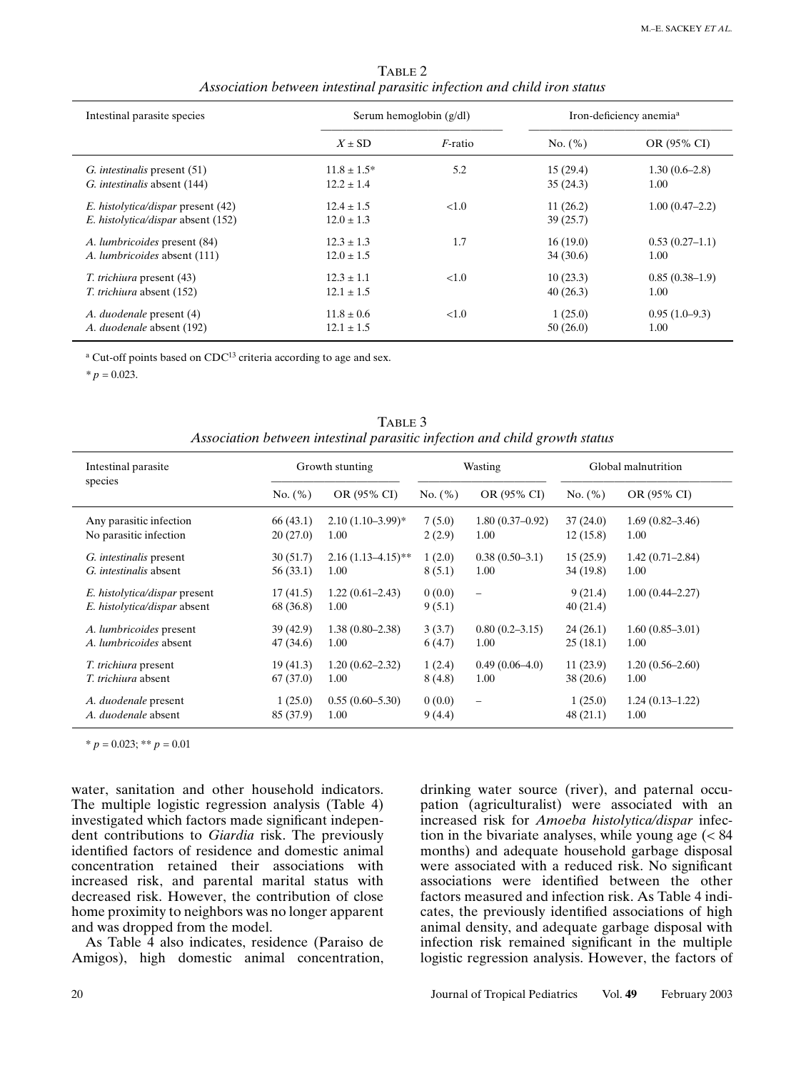TABLE 2
*Association between intestinal parasitic infection and child iron status*

| Intestinal parasite species | Serum hemoglobin (g/dl) | | Iron-deficiency anemia[a] | |
|---|---|---|---|---|
| | $X \pm$ SD | *F*-ratio | No. (%) | OR (95% CI) |
| *G. intestinalis* present (51) | 11.8 ± 1.5* | 5.2 | 15 (29.4) | 1.30 (0.6–2.8) |
| *G. intestinalis* absent (144) | 12.2 ± 1.4 | | 35 (24.3) | 1.00 |
| *E. histolytica/dispar* present (42) | 12.4 ± 1.5 | <1.0 | 11 (26.2) | 1.00 (0.47–2.2) |
| *E. histolytica/dispar* absent (152) | 12.0 ± 1.3 | | 39 (25.7) | |
| *A. lumbricoides* present (84) | 12.3 ± 1.3 | 1.7 | 16 (19.0) | 0.53 (0.27–1.1) |
| *A. lumbricoides* absent (111) | 12.0 ± 1.5 | | 34 (30.6) | 1.00 |
| *T. trichiura* present (43) | 12.3 ± 1.1 | <1.0 | 10 (23.3) | 0.85 (0.38–1.9) |
| *T. trichiura* absent (152) | 12.1 ± 1.5 | | 40 (26.3) | 1.00 |
| *A. duodenale* present (4) | 11.8 ± 0.6 | <1.0 | 1 (25.0) | 0.95 (1.0–9.3) |
| *A. duodenale* absent (192) | 12.1 ± 1.5 | | 50 (26.0) | 1.00 |

[a] Cut-off points based on CDC[13] criteria according to age and sex.

* $p = 0.023$.

TABLE 3
*Association between intestinal parasitic infection and child growth status*

| Intestinal parasite species | Growth stunting | | Wasting | | Global malnutrition | |
|---|---|---|---|---|---|---|
| | No. (%) | OR (95% CI) | No. (%) | OR (95% CI) | No. (%) | OR (95% CI) |
| Any parasitic infection | 66 (43.1) | 2.10 (1.10–3.99)* | 7 (5.0) | 1.80 (0.37–0.92) | 37 (24.0) | 1.69 (0.82–3.46) |
| No parasitic infection | 20 (27.0) | 1.00 | 2 (2.9) | 1.00 | 12 (15.8) | 1.00 |
| *G. intestinalis* present | 30 (51.7) | 2.16 (1.13–4.15)** | 1 (2.0) | 0.38 (0.50–3.1) | 15 (25.9) | 1.42 (0.71–2.84) |
| *G. intestinalis* absent | 56 (33.1) | 1.00 | 8 (5.1) | 1.00 | 34 (19.8) | 1.00 |
| *E. histolytica/dispar* present | 17 (41.5) | 1.22 (0.61–2.43) | 0 (0.0) | – | 9 (21.4) | 1.00 (0.44–2.27) |
| *E. histolytica/dispar* absent | 68 (36.8) | 1.00 | 9 (5.1) | | 40 (21.4) | |
| *A. lumbricoides* present | 39 (42.9) | 1.38 (0.80–2.38) | 3 (3.7) | 0.80 (0.2–3.15) | 24 (26.1) | 1.60 (0.85–3.01) |
| *A. lumbricoides* absent | 47 (34.6) | 1.00 | 6 (4.7) | 1.00 | 25 (18.1) | 1.00 |
| *T. trichiura* present | 19 (41.3) | 1.20 (0.62–2.32) | 1 (2.4) | 0.49 (0.06–4.0) | 11 (23.9) | 1.20 (0.56–2.60) |
| *T. trichiura* absent | 67 (37.0) | 1.00 | 8 (4.8) | 1.00 | 38 (20.6) | 1.00 |
| *A. duodenale* present | 1 (25.0) | 0.55 (0.60–5.30) | 0 (0.0) | – | 1 (25.0) | 1.24 (0.13–1.22) |
| *A. duodenale* absent | 85 (37.9) | 1.00 | 9 (4.4) | | 48 (21.1) | 1.00 |

* $p = 0.023$; ** $p = 0.01$

water, sanitation and other household indicators. The multiple logistic regression analysis (Table 4) investigated which factors made significant independent contributions to *Giardia* risk. The previously identified factors of residence and domestic animal concentration retained their associations with increased risk, and parental marital status with decreased risk. However, the contribution of close home proximity to neighbors was no longer apparent and was dropped from the model.

As Table 4 also indicates, residence (Paraiso de Amigos), high domestic animal concentration, drinking water source (river), and paternal occupation (agriculturalist) were associated with an increased risk for *Amoeba histolytica/dispar* infection in the bivariate analyses, while young age (< 84 months) and adequate household garbage disposal were associated with a reduced risk. No significant associations were identified between the other factors measured and infection risk. As Table 4 indicates, the previously identified associations of high animal density, and adequate garbage disposal with infection risk remained significant in the multiple logistic regression analysis. However, the factors of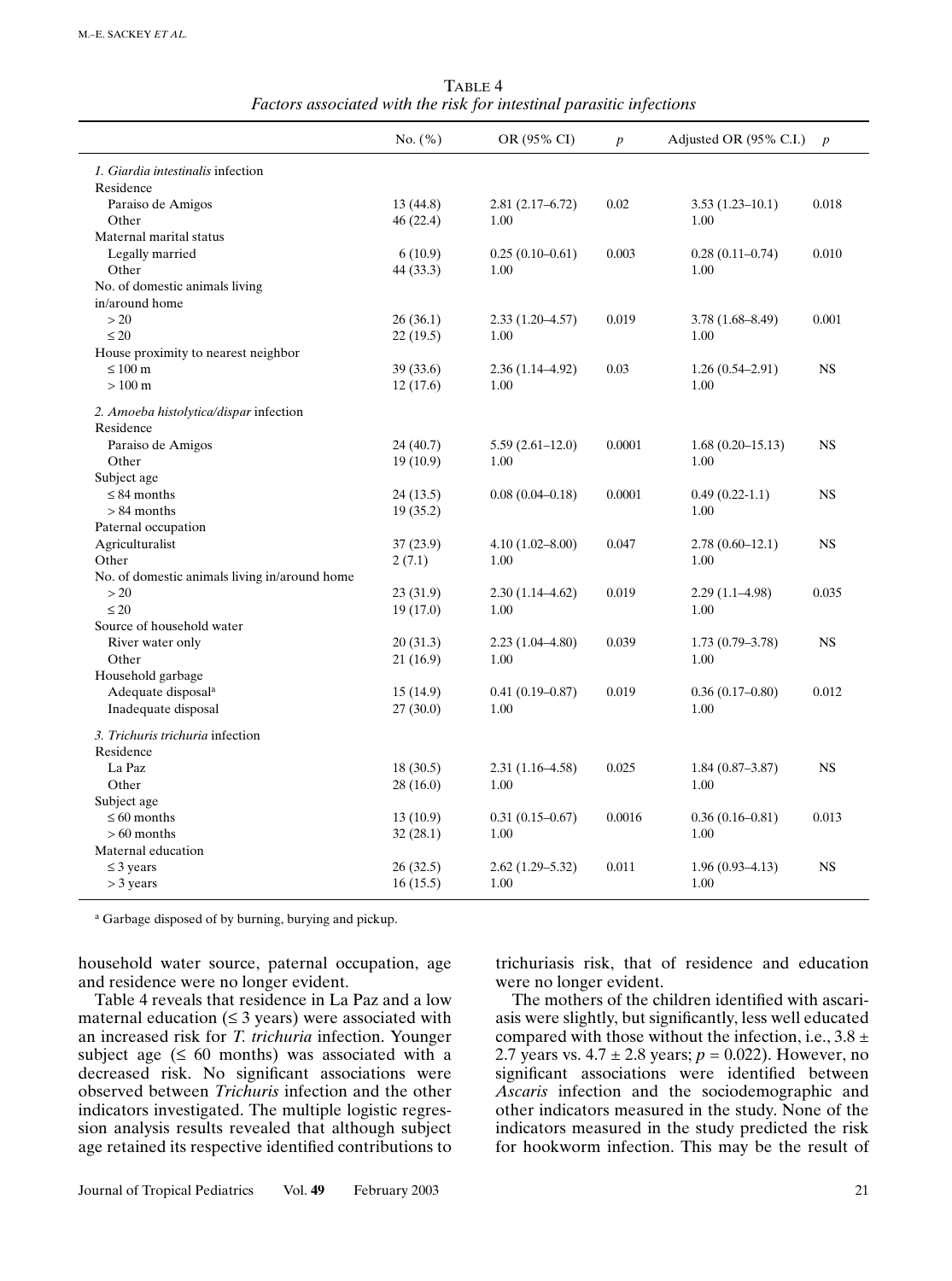TABLE 4
*Factors associated with the risk for intestinal parasitic infections*

| | No. (%) | OR (95% CI) | $p$ | Adjusted OR (95% C.I.) | $p$ |
|---|---|---|---|---|---|
| *1. Giardia intestinalis* infection | | | | | |
| Residence | | | | | |
| Paraiso de Amigos | 13 (44.8) | 2.81 (2.17–6.72) | 0.02 | 3.53 (1.23–10.1) | 0.018 |
| Other | 46 (22.4) | 1.00 | | 1.00 | |
| Maternal marital status | | | | | |
| Legally married | 6 (10.9) | 0.25 (0.10–0.61) | 0.003 | 0.28 (0.11–0.74) | 0.010 |
| Other | 44 (33.3) | 1.00 | | 1.00 | |
| No. of domestic animals living in/around home | | | | | |
| > 20 | 26 (36.1) | 2.33 (1.20–4.57) | 0.019 | 3.78 (1.68–8.49) | 0.001 |
| ≤ 20 | 22 (19.5) | 1.00 | | 1.00 | |
| House proximity to nearest neighbor | | | | | |
| ≤ 100 m | 39 (33.6) | 2.36 (1.14–4.92) | 0.03 | 1.26 (0.54–2.91) | NS |
| > 100 m | 12 (17.6) | 1.00 | | 1.00 | |
| *2. Amoeba histolytica/dispar* infection | | | | | |
| Residence | | | | | |
| Paraiso de Amigos | 24 (40.7) | 5.59 (2.61–12.0) | 0.0001 | 1.68 (0.20–15.13) | NS |
| Other | 19 (10.9) | 1.00 | | 1.00 | |
| Subject age | | | | | |
| ≤ 84 months | 24 (13.5) | 0.08 (0.04–0.18) | 0.0001 | 0.49 (0.22-1.1) | NS |
| > 84 months | 19 (35.2) | | | 1.00 | |
| Paternal occupation | | | | | |
| Agriculturalist | 37 (23.9) | 4.10 (1.02–8.00) | 0.047 | 2.78 (0.60–12.1) | NS |
| Other | 2 (7.1) | 1.00 | | 1.00 | |
| No. of domestic animals living in/around home | | | | | |
| > 20 | 23 (31.9) | 2.30 (1.14–4.62) | 0.019 | 2.29 (1.1–4.98) | 0.035 |
| ≤ 20 | 19 (17.0) | 1.00 | | 1.00 | |
| Source of household water | | | | | |
| River water only | 20 (31.3) | 2.23 (1.04–4.80) | 0.039 | 1.73 (0.79–3.78) | NS |
| Other | 21 (16.9) | 1.00 | | 1.00 | |
| Household garbage | | | | | |
| Adequate disposal[a] | 15 (14.9) | 0.41 (0.19–0.87) | 0.019 | 0.36 (0.17–0.80) | 0.012 |
| Inadequate disposal | 27 (30.0) | 1.00 | | 1.00 | |
| *3. Trichuris trichuria* infection | | | | | |
| Residence | | | | | |
| La Paz | 18 (30.5) | 2.31 (1.16–4.58) | 0.025 | 1.84 (0.87–3.87) | NS |
| Other | 28 (16.0) | 1.00 | | 1.00 | |
| Subject age | | | | | |
| ≤ 60 months | 13 (10.9) | 0.31 (0.15–0.67) | 0.0016 | 0.36 (0.16–0.81) | 0.013 |
| > 60 months | 32 (28.1) | 1.00 | | 1.00 | |
| Maternal education | | | | | |
| ≤ 3 years | 26 (32.5) | 2.62 (1.29–5.32) | 0.011 | 1.96 (0.93–4.13) | NS |
| > 3 years | 16 (15.5) | 1.00 | | 1.00 | |

[a] Garbage disposed of by burning, burying and pickup.

household water source, paternal occupation, age and residence were no longer evident.

Table 4 reveals that residence in La Paz and a low maternal education (≤ 3 years) were associated with an increased risk for *T. trichuria* infection. Younger subject age (≤ 60 months) was associated with a decreased risk. No significant associations were observed between *Trichuris* infection and the other indicators investigated. The multiple logistic regression analysis results revealed that although subject age retained its respective identified contributions to trichuriasis risk, that of residence and education were no longer evident.

The mothers of the children identified with ascariasis were slightly, but significantly, less well educated compared with those without the infection, i.e., 3.8 ± 2.7 years vs. 4.7 ± 2.8 years; $p = 0.022$). However, no significant associations were identified between *Ascaris* infection and the sociodemographic and other indicators measured in the study. None of the indicators measured in the study predicted the risk for hookworm infection. This may be the result of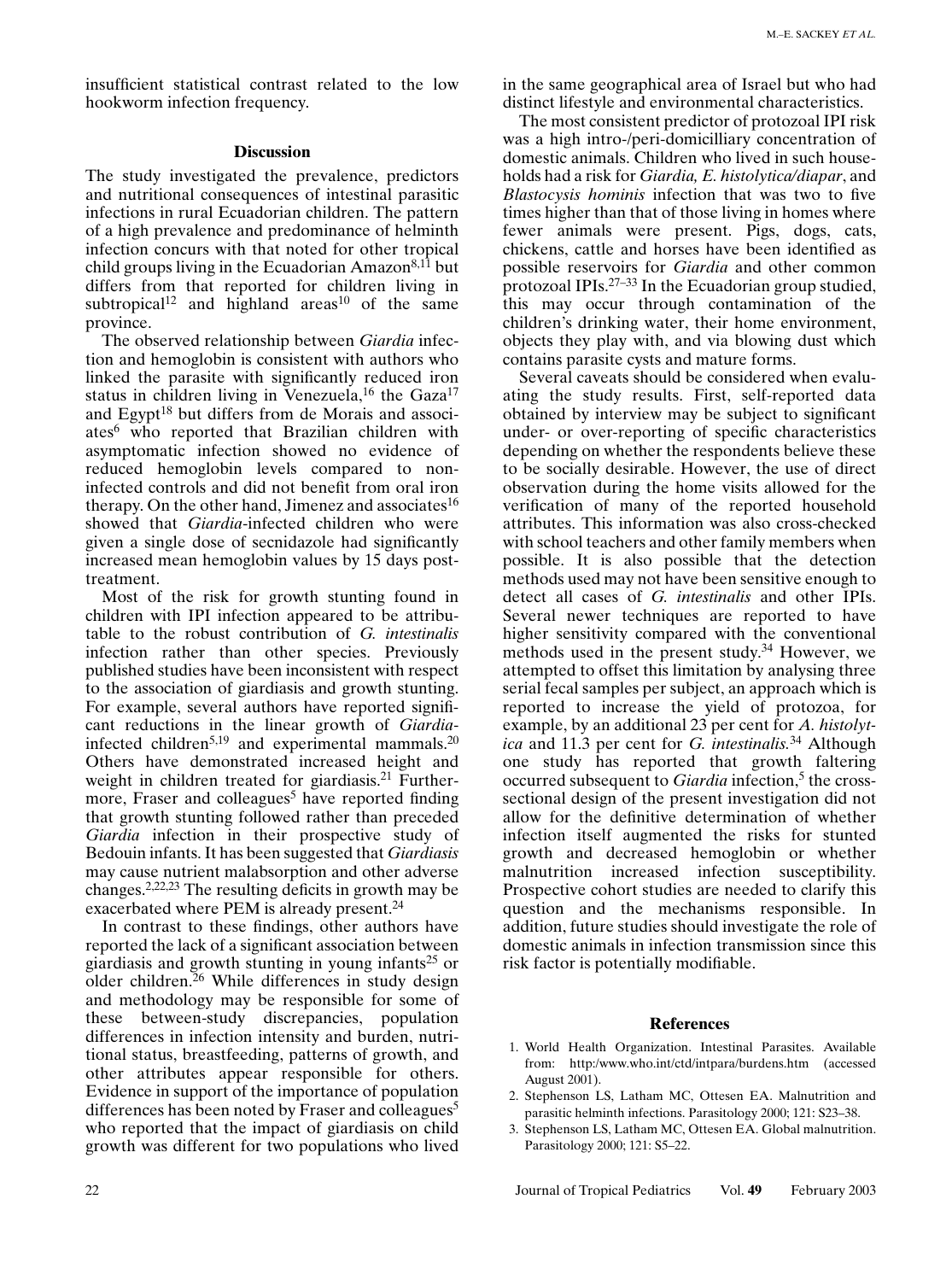insufficient statistical contrast related to the low hookworm infection frequency.

## Discussion

The study investigated the prevalence, predictors and nutritional consequences of intestinal parasitic infections in rural Ecuadorian children. The pattern of a high prevalence and predominance of helminth infection concurs with that noted for other tropical child groups living in the Ecuadorian Amazon[8,11] but differs from that reported for children living in subtropical[12] and highland areas[10] of the same province.

The observed relationship between *Giardia* infection and hemoglobin is consistent with authors who linked the parasite with significantly reduced iron status in children living in Venezuela,[16] the Gaza[17] and Egypt[18] but differs from de Morais and associates[6] who reported that Brazilian children with asymptomatic infection showed no evidence of reduced hemoglobin levels compared to non-infected controls and did not benefit from oral iron therapy. On the other hand, Jimenez and associates[16] showed that *Giardia*-infected children who were given a single dose of secnidazole had significantly increased mean hemoglobin values by 15 days post-treatment.

Most of the risk for growth stunting found in children with IPI infection appeared to be attributable to the robust contribution of *G. intestinalis* infection rather than other species. Previously published studies have been inconsistent with respect to the association of giardiasis and growth stunting. For example, several authors have reported significant reductions in the linear growth of *Giardia*-infected children[5,19] and experimental mammals.[20] Others have demonstrated increased height and weight in children treated for giardiasis.[21] Furthermore, Fraser and colleagues[5] have reported finding that growth stunting followed rather than preceded *Giardia* infection in their prospective study of Bedouin infants. It has been suggested that *Giardiasis* may cause nutrient malabsorption and other adverse changes.[2,22,23] The resulting deficits in growth may be exacerbated where PEM is already present.[24]

In contrast to these findings, other authors have reported the lack of a significant association between giardiasis and growth stunting in young infants[25] or older children.[26] While differences in study design and methodology may be responsible for some of these between-study discrepancies, population differences in infection intensity and burden, nutritional status, breastfeeding, patterns of growth, and other attributes appear responsible for others. Evidence in support of the importance of population differences has been noted by Fraser and colleagues[5] who reported that the impact of giardiasis on child growth was different for two populations who lived in the same geographical area of Israel but who had distinct lifestyle and environmental characteristics.

The most consistent predictor of protozoal IPI risk was a high intro-/peri-domicilliary concentration of domestic animals. Children who lived in such households had a risk for *Giardia, E. histolytica/diapar*, and *Blastocysis hominis* infection that was two to five times higher than that of those living in homes where fewer animals were present. Pigs, dogs, cats, chickens, cattle and horses have been identified as possible reservoirs for *Giardia* and other common protozoal IPIs.[27–33] In the Ecuadorian group studied, this may occur through contamination of the children's drinking water, their home environment, objects they play with, and via blowing dust which contains parasite cysts and mature forms.

Several caveats should be considered when evaluating the study results. First, self-reported data obtained by interview may be subject to significant under- or over-reporting of specific characteristics depending on whether the respondents believe these to be socially desirable. However, the use of direct observation during the home visits allowed for the verification of many of the reported household attributes. This information was also cross-checked with school teachers and other family members when possible. It is also possible that the detection methods used may not have been sensitive enough to detect all cases of *G. intestinalis* and other IPIs. Several newer techniques are reported to have higher sensitivity compared with the conventional methods used in the present study.[34] However, we attempted to offset this limitation by analysing three serial fecal samples per subject, an approach which is reported to increase the yield of protozoa, for example, by an additional 23 per cent for *A. histolytica* and 11.3 per cent for *G. intestinalis.*[34] Although one study has reported that growth faltering occurred subsequent to *Giardia* infection,[5] the cross-sectional design of the present investigation did not allow for the definitive determination of whether infection itself augmented the risks for stunted growth and decreased hemoglobin or whether malnutrition increased infection susceptibility. Prospective cohort studies are needed to clarify this question and the mechanisms responsible. In addition, future studies should investigate the role of domestic animals in infection transmission since this risk factor is potentially modifiable.

## References

1. World Health Organization. Intestinal Parasites. Available from: http:/www.who.int/ctd/intpara/burdens.htm (accessed August 2001).
2. Stephenson LS, Latham MC, Ottesen EA. Malnutrition and parasitic helminth infections. Parasitology 2000; 121: S23–38.
3. Stephenson LS, Latham MC, Ottesen EA. Global malnutrition. Parasitology 2000; 121: S5–22.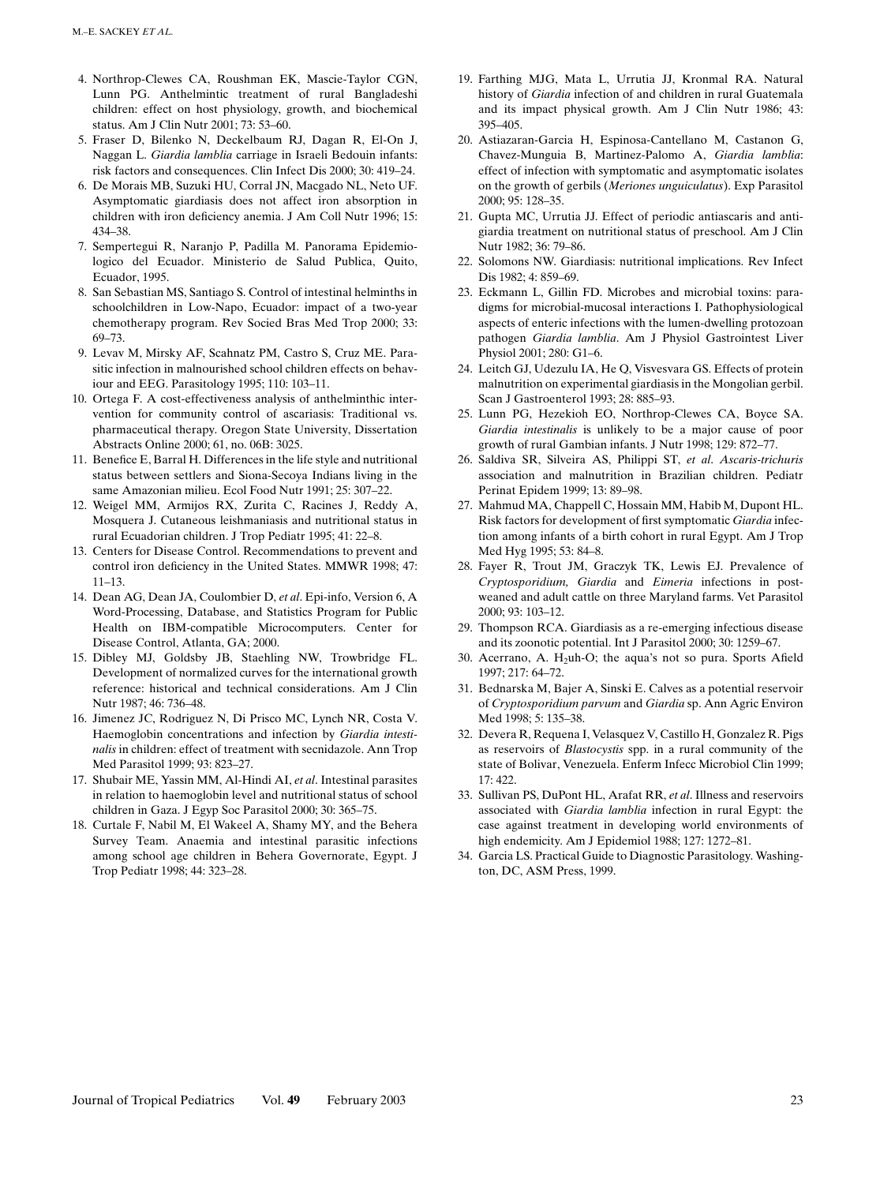4. Northrop-Clewes CA, Roushman EK, Mascie-Taylor CGN, Lunn PG. Anthelmintic treatment of rural Bangladeshi children: effect on host physiology, growth, and biochemical status. Am J Clin Nutr 2001; 73: 53–60.
5. Fraser D, Bilenko N, Deckelbaum RJ, Dagan R, El-On J, Naggan L. *Giardia lamblia* carriage in Israeli Bedouin infants: risk factors and consequences. Clin Infect Dis 2000; 30: 419–24.
6. De Morais MB, Suzuki HU, Corral JN, Macgado NL, Neto UF. Asymptomatic giardiasis does not affect iron absorption in children with iron deficiency anemia. J Am Coll Nutr 1996; 15: 434–38.
7. Sempertegui R, Naranjo P, Padilla M. Panorama Epidemiologico del Ecuador. Ministerio de Salud Publica, Quito, Ecuador, 1995.
8. San Sebastian MS, Santiago S. Control of intestinal helminths in schoolchildren in Low-Napo, Ecuador: impact of a two-year chemotherapy program. Rev Socied Bras Med Trop 2000; 33: 69–73.
9. Levav M, Mirsky AF, Scahnatz PM, Castro S, Cruz ME. Parasitic infection in malnourished school children effects on behaviour and EEG. Parasitology 1995; 110: 103–11.
10. Ortega F. A cost-effectiveness analysis of anthelminthic intervention for community control of ascariasis: Traditional vs. pharmaceutical therapy. Oregon State University, Dissertation Abstracts Online 2000; 61, no. 06B: 3025.
11. Benefice E, Barral H. Differences in the life style and nutritional status between settlers and Siona-Secoya Indians living in the same Amazonian milieu. Ecol Food Nutr 1991; 25: 307–22.
12. Weigel MM, Armijos RX, Zurita C, Racines J, Reddy A, Mosquera J. Cutaneous leishmaniasis and nutritional status in rural Ecuadorian children. J Trop Pediatr 1995; 41: 22–8.
13. Centers for Disease Control. Recommendations to prevent and control iron deficiency in the United States. MMWR 1998; 47: 11–13.
14. Dean AG, Dean JA, Coulombier D, *et al*. Epi-info, Version 6, A Word-Processing, Database, and Statistics Program for Public Health on IBM-compatible Microcomputers. Center for Disease Control, Atlanta, GA; 2000.
15. Dibley MJ, Goldsby JB, Staehling NW, Trowbridge FL. Development of normalized curves for the international growth reference: historical and technical considerations. Am J Clin Nutr 1987; 46: 736–48.
16. Jimenez JC, Rodriguez N, Di Prisco MC, Lynch NR, Costa V. Haemoglobin concentrations and infection by *Giardia intestinalis* in children: effect of treatment with secnidazole. Ann Trop Med Parasitol 1999; 93: 823–27.
17. Shubair ME, Yassin MM, Al-Hindi AI, *et al*. Intestinal parasites in relation to haemoglobin level and nutritional status of school children in Gaza. J Egyp Soc Parasitol 2000; 30: 365–75.
18. Curtale F, Nabil M, El Wakeel A, Shamy MY, and the Behera Survey Team. Anaemia and intestinal parasitic infections among school age children in Behera Governorate, Egypt. J Trop Pediatr 1998; 44: 323–28.
19. Farthing MJG, Mata L, Urrutia JJ, Kronmal RA. Natural history of *Giardia* infection of and children in rural Guatemala and its impact physical growth. Am J Clin Nutr 1986; 43: 395–405.
20. Astiazaran-Garcia H, Espinosa-Cantellano M, Castanon G, Chavez-Munguia B, Martinez-Palomo A, *Giardia lamblia*: effect of infection with symptomatic and asymptomatic isolates on the growth of gerbils (*Meriones unguiculatus*). Exp Parasitol 2000; 95: 128–35.
21. Gupta MC, Urrutia JJ. Effect of periodic antiascaris and antigiardia treatment on nutritional status of preschool. Am J Clin Nutr 1982; 36: 79–86.
22. Solomons NW. Giardiasis: nutritional implications. Rev Infect Dis 1982; 4: 859–69.
23. Eckmann L, Gillin FD. Microbes and microbial toxins: paradigms for microbial-mucosal interactions I. Pathophysiological aspects of enteric infections with the lumen-dwelling protozoan pathogen *Giardia lamblia*. Am J Physiol Gastrointest Liver Physiol 2001; 280: G1–6.
24. Leitch GJ, Udezulu IA, He Q, Visvesvara GS. Effects of protein malnutrition on experimental giardiasis in the Mongolian gerbil. Scan J Gastroenterol 1993; 28: 885–93.
25. Lunn PG, Hezekioh EO, Northrop-Clewes CA, Boyce SA. *Giardia intestinalis* is unlikely to be a major cause of poor growth of rural Gambian infants. J Nutr 1998; 129: 872–77.
26. Saldiva SR, Silveira AS, Philippi ST, *et al*. *Ascaris-trichuris* association and malnutrition in Brazilian children. Pediatr Perinat Epidem 1999; 13: 89–98.
27. Mahmud MA, Chappell C, Hossain MM, Habib M, Dupont HL. Risk factors for development of first symptomatic *Giardia* infection among infants of a birth cohort in rural Egypt. Am J Trop Med Hyg 1995; 53: 84–8.
28. Fayer R, Trout JM, Graczyk TK, Lewis EJ. Prevalence of *Cryptosporidium, Giardia* and *Eimeria* infections in post-weaned and adult cattle on three Maryland farms. Vet Parasitol 2000; 93: 103–12.
29. Thompson RCA. Giardiasis as a re-emerging infectious disease and its zoonotic potential. Int J Parasitol 2000; 30: 1259–67.
30. Acerrano, A. $H_2$uh-O; the aqua's not so pura. Sports Afield 1997; 217: 64–72.
31. Bednarska M, Bajer A, Sinski E. Calves as a potential reservoir of *Cryptosporidium parvum* and *Giardia* sp. Ann Agric Environ Med 1998; 5: 135–38.
32. Devera R, Requena I, Velasquez V, Castillo H, Gonzalez R. Pigs as reservoirs of *Blastocystis* spp. in a rural community of the state of Bolivar, Venezuela. Enferm Infecc Microbiol Clin 1999; 17: 422.
33. Sullivan PS, DuPont HL, Arafat RR, *et al*. Illness and reservoirs associated with *Giardia lamblia* infection in rural Egypt: the case against treatment in developing world environments of high endemicity. Am J Epidemiol 1988; 127: 1272–81.
34. Garcia LS. Practical Guide to Diagnostic Parasitology. Washington, DC, ASM Press, 1999.